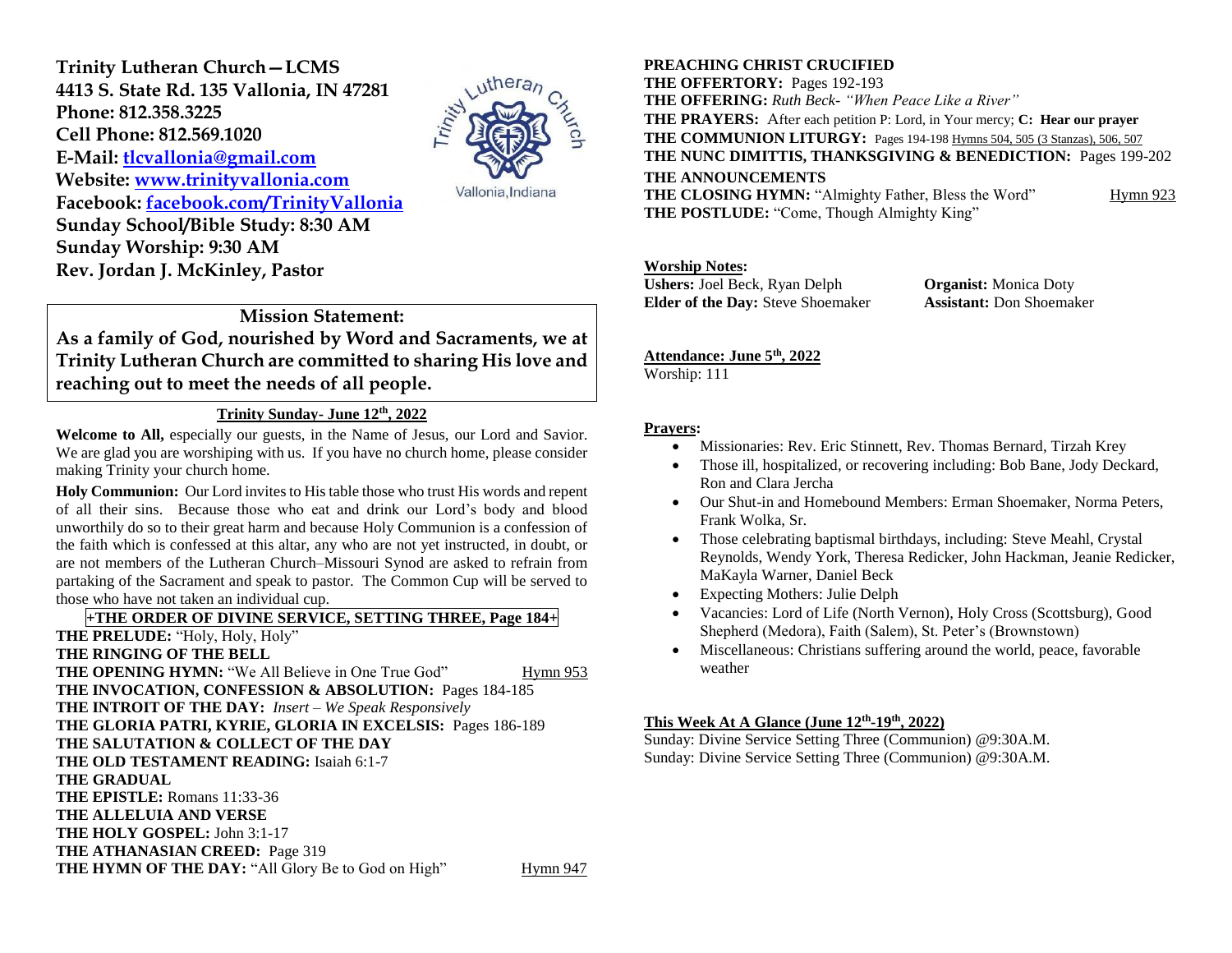**Trinity Lutheran Church—LCMS**
**4413 S. State Rd. 135 Vallonia, IN 47281**
**Phone: 812.358.3225**
**Cell Phone: 812.569.1020**
**E-Mail: tlcvallonia@gmail.com**
**Website: www.trinityvallonia.com**
**Facebook: facebook.com/TrinityVallonia**
**Sunday School/Bible Study: 8:30 AM**
**Sunday Worship: 9:30 AM**
**Rev. Jordan J. McKinley, Pastor**

Trinity Lutheran Church
Vallonia, Indiana

## Mission Statement:

**As a family of God, nourished by Word and Sacraments, we at Trinity Lutheran Church are committed to sharing His love and reaching out to meet the needs of all people.**

### Trinity Sunday- June 12th, 2022

**Welcome to All,** especially our guests, in the Name of Jesus, our Lord and Savior. We are glad you are worshiping with us. If you have no church home, please consider making Trinity your church home.

**Holy Communion:** Our Lord invites to His table those who trust His words and repent of all their sins. Because those who eat and drink our Lord's body and blood unworthily do so to their great harm and because Holy Communion is a confession of the faith which is confessed at this altar, any who are not yet instructed, in doubt, or are not members of the Lutheran Church–Missouri Synod are asked to refrain from partaking of the Sacrament and speak to pastor. The Common Cup will be served to those who have not taken an individual cup.

**+THE ORDER OF DIVINE SERVICE, SETTING THREE, Page 184+**

**THE PRELUDE:** "Holy, Holy, Holy"
**THE RINGING OF THE BELL**
**THE OPENING HYMN:** "We All Believe in One True God" Hymn 953
**THE INVOCATION, CONFESSION & ABSOLUTION:** Pages 184-185
**THE INTROIT OF THE DAY:** *Insert – We Speak Responsively*
**THE GLORIA PATRI, KYRIE, GLORIA IN EXCELSIS:** Pages 186-189
**THE SALUTATION & COLLECT OF THE DAY**
**THE OLD TESTAMENT READING:** Isaiah 6:1-7
**THE GRADUAL**
**THE EPISTLE:** Romans 11:33-36
**THE ALLELUIA AND VERSE**
**THE HOLY GOSPEL:** John 3:1-17
**THE ATHANASIAN CREED:** Page 319
**THE HYMN OF THE DAY:** "All Glory Be to God on High" Hymn 947
**PREACHING CHRIST CRUCIFIED**
**THE OFFERTORY:** Pages 192-193
**THE OFFERING:** *Ruth Beck- "When Peace Like a River"*
**THE PRAYERS:** After each petition P: Lord, in Your mercy; **C: Hear our prayer**
**THE COMMUNION LITURGY:** Pages 194-198 Hymns 504, 505 (3 Stanzas), 506, 507
**THE NUNC DIMITTIS, THANKSGIVING & BENEDICTION:** Pages 199-202
**THE ANNOUNCEMENTS**
**THE CLOSING HYMN:** "Almighty Father, Bless the Word" Hymn 923
**THE POSTLUDE:** "Come, Though Almighty King"

**Worship Notes:**
**Ushers:** Joel Beck, Ryan Delph
**Organist:** Monica Doty
**Elder of the Day:** Steve Shoemaker
**Assistant:** Don Shoemaker

**Attendance: June 5th, 2022**
Worship: 111

**Prayers:**

- Missionaries: Rev. Eric Stinnett, Rev. Thomas Bernard, Tirzah Krey
- Those ill, hospitalized, or recovering including: Bob Bane, Jody Deckard, Ron and Clara Jercha
- Our Shut-in and Homebound Members: Erman Shoemaker, Norma Peters, Frank Wolka, Sr.
- Those celebrating baptismal birthdays, including: Steve Meahl, Crystal Reynolds, Wendy York, Theresa Redicker, John Hackman, Jeanie Redicker, MaKayla Warner, Daniel Beck
- Expecting Mothers: Julie Delph
- Vacancies: Lord of Life (North Vernon), Holy Cross (Scottsburg), Good Shepherd (Medora), Faith (Salem), St. Peter's (Brownstown)
- Miscellaneous: Christians suffering around the world, peace, favorable weather

**This Week At A Glance (June 12th-19th, 2022)**
Sunday: Divine Service Setting Three (Communion) @9:30A.M.
Sunday: Divine Service Setting Three (Communion) @9:30A.M.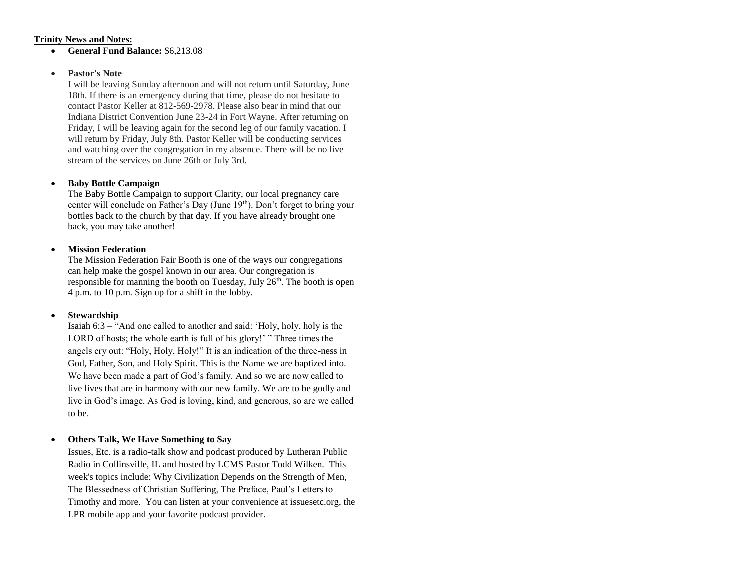**Trinity News and Notes:**

- **General Fund Balance:** $6,213.08

- **Pastor's Note**

  I will be leaving Sunday afternoon and will not return until Saturday, June 18th. If there is an emergency during that time, please do not hesitate to contact Pastor Keller at 812-569-2978. Please also bear in mind that our Indiana District Convention June 23-24 in Fort Wayne. After returning on Friday, I will be leaving again for the second leg of our family vacation. I will return by Friday, July 8th. Pastor Keller will be conducting services and watching over the congregation in my absence. There will be no live stream of the services on June 26th or July 3rd.

- **Baby Bottle Campaign**

  The Baby Bottle Campaign to support Clarity, our local pregnancy care center will conclude on Father's Day (June 19th). Don't forget to bring your bottles back to the church by that day. If you have already brought one back, you may take another!

- **Mission Federation**

  The Mission Federation Fair Booth is one of the ways our congregations can help make the gospel known in our area. Our congregation is responsible for manning the booth on Tuesday, July 26th. The booth is open 4 p.m. to 10 p.m. Sign up for a shift in the lobby.

- **Stewardship**

  Isaiah 6:3 – "And one called to another and said: 'Holy, holy, holy is the LORD of hosts; the whole earth is full of his glory!' " Three times the angels cry out: "Holy, Holy, Holy!" It is an indication of the three-ness in God, Father, Son, and Holy Spirit. This is the Name we are baptized into. We have been made a part of God's family. And so we are now called to live lives that are in harmony with our new family. We are to be godly and live in God's image. As God is loving, kind, and generous, so are we called to be.

- **Others Talk, We Have Something to Say**

  Issues, Etc. is a radio-talk show and podcast produced by Lutheran Public Radio in Collinsville, IL and hosted by LCMS Pastor Todd Wilken. This week's topics include: Why Civilization Depends on the Strength of Men, The Blessedness of Christian Suffering, The Preface, Paul's Letters to Timothy and more. You can listen at your convenience at issuesetc.org, the LPR mobile app and your favorite podcast provider.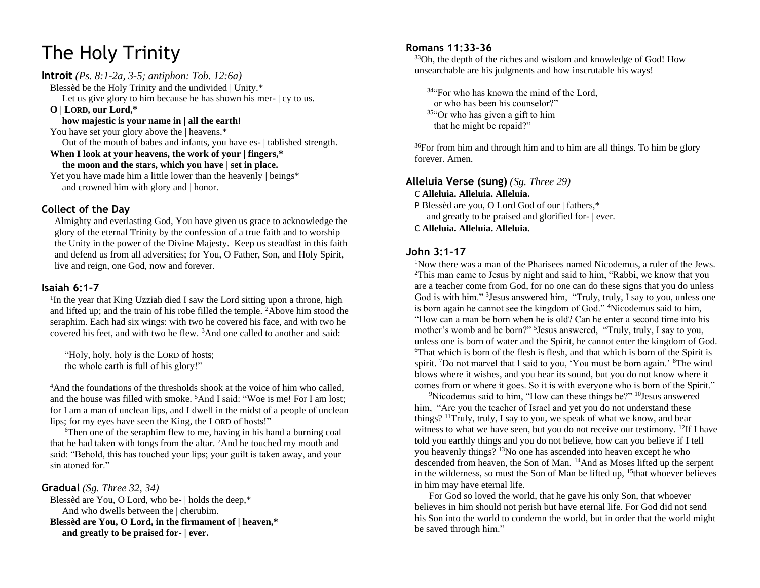# The Holy Trinity

## **Introit** *(Ps. 8:1-2a, 3-5; antiphon: Tob. 12:6a)*

Blessèd be the Holy Trinity and the undivided | Unity.*
 Let us give glory to him because he has shown his mer- | cy to us.
**O | LORD, our Lord,***
 **how majestic is your name in | all the earth!**
You have set your glory above the | heavens.*
 Out of the mouth of babes and infants, you have es- | tablished strength.
**When I look at your heavens, the work of your | fingers,***
 **the moon and the stars, which you have | set in place.**
Yet you have made him a little lower than the heavenly | beings*
 and crowned him with glory and | honor.

## **Collect of the Day**

Almighty and everlasting God, You have given us grace to acknowledge the glory of the eternal Trinity by the confession of a true faith and to worship the Unity in the power of the Divine Majesty. Keep us steadfast in this faith and defend us from all adversities; for You, O Father, Son, and Holy Spirit, live and reign, one God, now and forever.

## **Isaiah 6:1–7**

[1]In the year that King Uzziah died I saw the Lord sitting upon a throne, high and lifted up; and the train of his robe filled the temple. [2]Above him stood the seraphim. Each had six wings: with two he covered his face, and with two he covered his feet, and with two he flew. [3]And one called to another and said:

 "Holy, holy, holy is the LORD of hosts;
 the whole earth is full of his glory!"

[4]And the foundations of the thresholds shook at the voice of him who called, and the house was filled with smoke. [5]And I said: "Woe is me! For I am lost; for I am a man of unclean lips, and I dwell in the midst of a people of unclean lips; for my eyes have seen the King, the LORD of hosts!"

[6]Then one of the seraphim flew to me, having in his hand a burning coal that he had taken with tongs from the altar. [7]And he touched my mouth and said: "Behold, this has touched your lips; your guilt is taken away, and your sin atoned for."

## **Gradual** *(Sg. Three 32, 34)*

Blessèd are You, O Lord, who be- | holds the deep,*
 And who dwells between the | cherubim.
**Blessèd are You, O Lord, in the firmament of | heaven,***
 **and greatly to be praised for- | ever.**

## **Romans 11:33–36**

[33]Oh, the depth of the riches and wisdom and knowledge of God! How unsearchable are his judgments and how inscrutable his ways!

 [34]"For who has known the mind of the Lord,
 or who has been his counselor?"
 [35]"Or who has given a gift to him
 that he might be repaid?"

[36]For from him and through him and to him are all things. To him be glory forever. Amen.

## **Alleluia Verse (sung)** *(Sg. Three 29)*

C **Alleluia. Alleluia. Alleluia.**
P Blessèd are you, O Lord God of our | fathers,*
 and greatly to be praised and glorified for- | ever.
C **Alleluia. Alleluia. Alleluia.**

## **John 3:1–17**

[1]Now there was a man of the Pharisees named Nicodemus, a ruler of the Jews. [2]This man came to Jesus by night and said to him, "Rabbi, we know that you are a teacher come from God, for no one can do these signs that you do unless God is with him." [3]Jesus answered him, "Truly, truly, I say to you, unless one is born again he cannot see the kingdom of God." [4]Nicodemus said to him, "How can a man be born when he is old? Can he enter a second time into his mother's womb and be born?" [5]Jesus answered, "Truly, truly, I say to you, unless one is born of water and the Spirit, he cannot enter the kingdom of God. [6]That which is born of the flesh is flesh, and that which is born of the Spirit is spirit. [7]Do not marvel that I said to you, 'You must be born again.' [8]The wind blows where it wishes, and you hear its sound, but you do not know where it comes from or where it goes. So it is with everyone who is born of the Spirit."

[9]Nicodemus said to him, "How can these things be?" [10]Jesus answered him, "Are you the teacher of Israel and yet you do not understand these things? [11]Truly, truly, I say to you, we speak of what we know, and bear witness to what we have seen, but you do not receive our testimony. [12]If I have told you earthly things and you do not believe, how can you believe if I tell you heavenly things? [13]No one has ascended into heaven except he who descended from heaven, the Son of Man. [14]And as Moses lifted up the serpent in the wilderness, so must the Son of Man be lifted up, [15]that whoever believes in him may have eternal life.

For God so loved the world, that he gave his only Son, that whoever believes in him should not perish but have eternal life. For God did not send his Son into the world to condemn the world, but in order that the world might be saved through him."